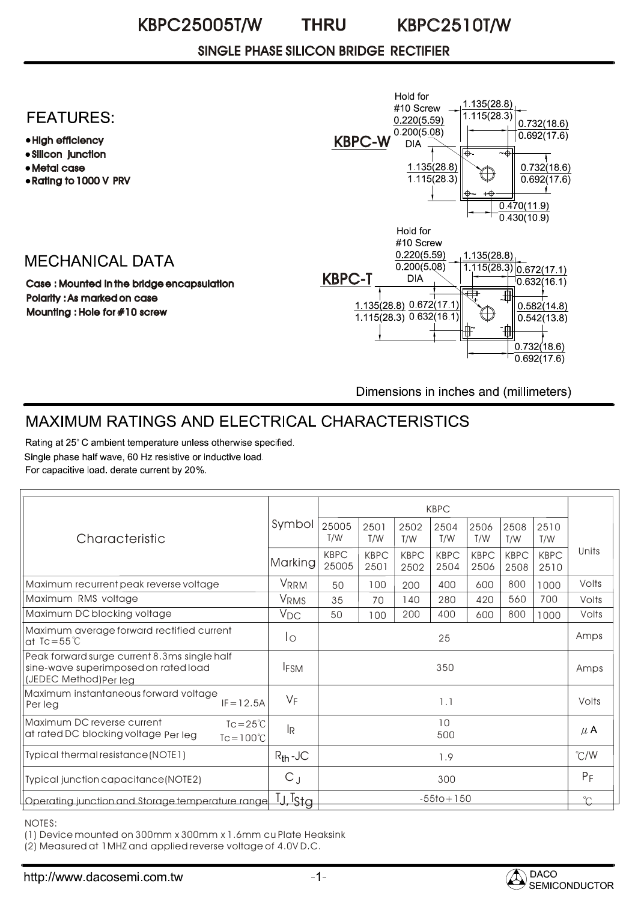# KBPC25005T/W THRU KBPC2510T/W

## SINGLE PHASE SILICON BRIDGE RECTIFIER

## FEATURES:

- High efficiency
- Silicon junction
- Metal case
- Rating to 1000 V PRV

## MECHANICAL DATA

**Case : Mounted in the bridge encapsulation**
**Polarity : As marked on case**
**Mounting : Hole for #10 screw**

KBPC-W

Hold for #10 Screw 0.220(5.59) 0.200(5.08) DIA

1.135(28.8) 1.115(28.3)

0.732(18.6) 0.692(17.6)

1.135(28.8) 1.115(28.3)

0.732(18.6) 0.692(17.6)

0.470(11.9) 0.430(10.9)

KBPC-T

Hold for #10 Screw 0.220(5.59) 0.200(5.08) DIA

1.135(28.8) 1.115(28.3)

0.672(17.1) 0.632(16.1)

1.135(28.8) 1.115(28.3)

0.672(17.1) 0.632(16.1)

0.582(14.8) 0.542(13.8)

0.732(18.6) 0.692(17.6)

Dimensions in inches and (millimeters)

## MAXIMUM RATINGS AND ELECTRICAL CHARACTERISTICS

Rating at 25° C ambient temperature unless otherwise specified.
Single phase half wave, 60 Hz resistive or inductive load.
For capacitive load. derate current by 20%.

| Characteristic | Symbol | KBPC 25005 T/W | 2501 T/W | 2502 T/W | 2504 T/W | 2506 T/W | 2508 T/W | 2510 T/W | Units |
|---|---|---|---|---|---|---|---|---|---|
| | Marking | KBPC 25005 | KBPC 2501 | KBPC 2502 | KBPC 2504 | KBPC 2506 | KBPC 2508 | KBPC 2510 | |
| Maximum recurrent peak reverse voltage | $V_{RRM}$ | 50 | 100 | 200 | 400 | 600 | 800 | 1000 | Volts |
| Maximum RMS voltage | $V_{RMS}$ | 35 | 70 | 140 | 280 | 420 | 560 | 700 | Volts |
| Maximum DC blocking voltage | $V_{DC}$ | 50 | 100 | 200 | 400 | 600 | 800 | 1000 | Volts |
| Maximum average forward rectified current at Tc=55℃ | $I_O$ | 25 | | | | | | | Amps |
| Peak forward surge current 8.3ms single half sine-wave superimposed on rated load (JEDEC Method)Per leg | $I_{FSM}$ | 350 | | | | | | | Amps |
| Maximum instantaneous forward voltage Per leg IF=12.5A | $V_F$ | 1.1 | | | | | | | Volts |
| Maximum DC reverse current at rated DC blocking voltage Per leg Tc=25℃ / Tc=100℃ | $I_R$ | 10 / 500 | | | | | | | $\mu$A |
| Typical thermal resistance(NOTE1) | $R_{th}$-JC | 1.9 | | | | | | | ℃/W |
| Typical junction capacitance(NOTE2) | $C_J$ | 300 | | | | | | | PF |
| Operating junction and Storage temperature range | $T_J, T_{Stg}$ | -55to+150 | | | | | | | ℃ |

NOTES:
(1) Device mounted on 300mm x 300mm x 1.6mm cu Plate Heaksink
(2) Measured at 1MHZ and applied reverse voltage of 4.0V D.C.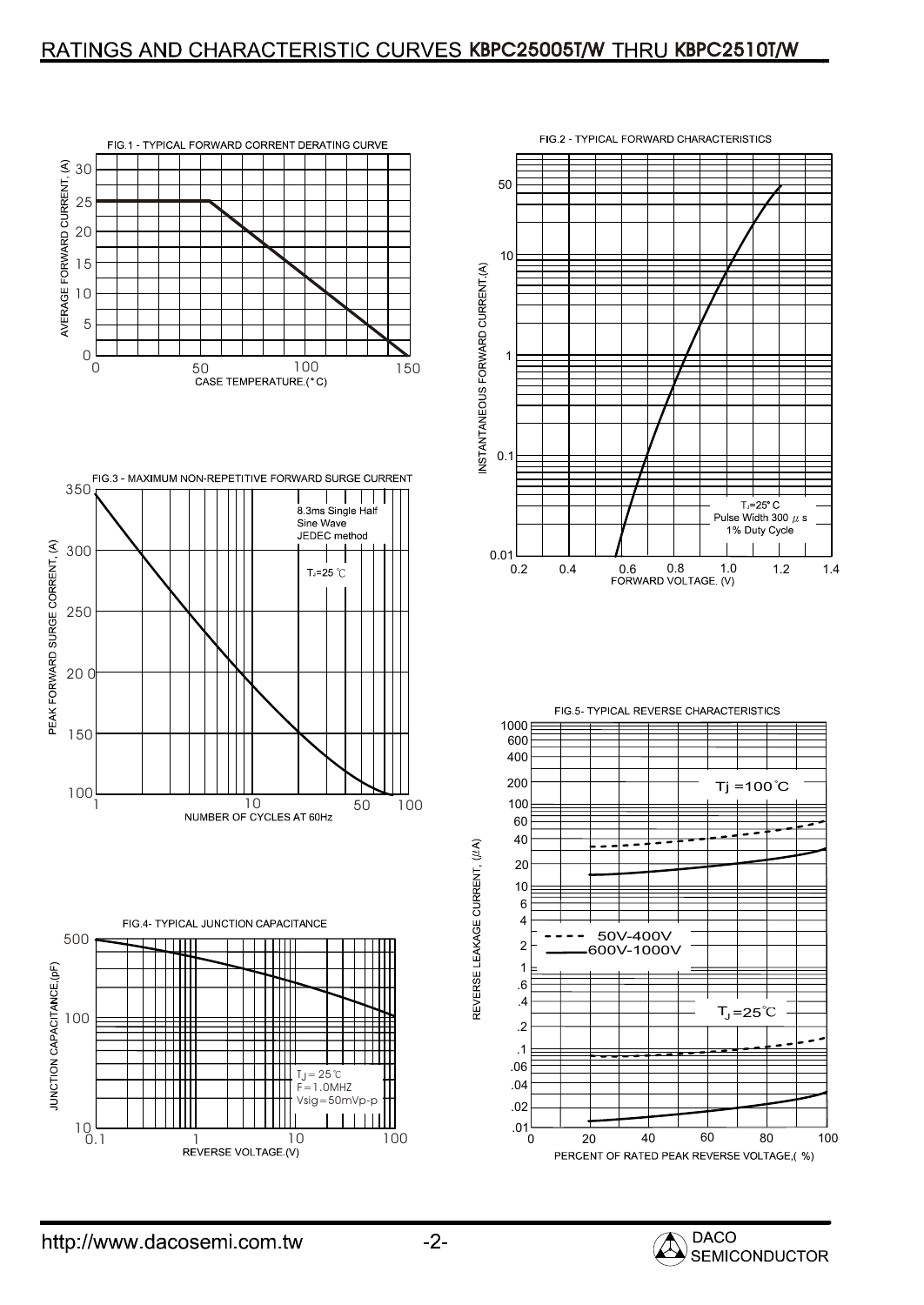# RATINGS AND CHARACTERISTIC CURVES KBPC25005T/W THRU KBPC2510T/W

FIG.1 - TYPICAL FORWARD CURRENT DERATING CURVE

AVERAGE FORWARD CURRENT, (A)

0, 5, 10, 15, 20, 25, 30

0, 50, 100, 150

CASE TEMPERATURE.(°C)

FIG.2 - TYPICAL FORWARD CHARACTERISTICS

INSTANTANEOUS FORWARD CURRENT,(A)

0.01, 0.1, 1, 10, 50

0.2, 0.4, 0.6, 0.8, 1.0, 1.2, 1.4

FORWARD VOLTAGE. (V)

$T_J$=25° C
Pulse Width 300 $\mu$ s
1% Duty Cycle

FIG.3 - MAXIMUM NON-REPETITIVE FORWARD SURGE CURRENT

PEAK FORWARD SURGE CORRENT, (A)

100, 150, 200, 250, 300, 350

1, 10, 50, 100

NUMBER OF CYCLES AT 60Hz

8.3ms Single Half
Sine Wave
JEDEC method

$T_J$=25 ℃

FIG.4- TYPICAL JUNCTION CAPACITANCE

JUNCTION CAPACITANCE,(pF)

10, 100, 500

0.1, 1, 10, 100

REVERSE VOLTAGE.(V)

$T_J$ = 25℃
F=1.0MHZ
Vsig=50mVp-p

FIG.5- TYPICAL REVERSE CHARACTERISTICS

REVERSE LEAKAGE CURRENT, ($\mu$A)

.01, .02, .04, .06, .1, .2, .4, .6, 1, 2, 4, 6, 10, 20, 40, 60, 100, 200, 400, 600, 1000

0, 20, 40, 60, 80, 100

PERCENT OF RATED PEAK REVERSE VOLTAGE,( %)

Tj =100℃

$T_J$=25℃

- - - - 50V-400V
——— 600V-1000V

http://www.dacosemi.com.tw

DACO SEMICONDUCTOR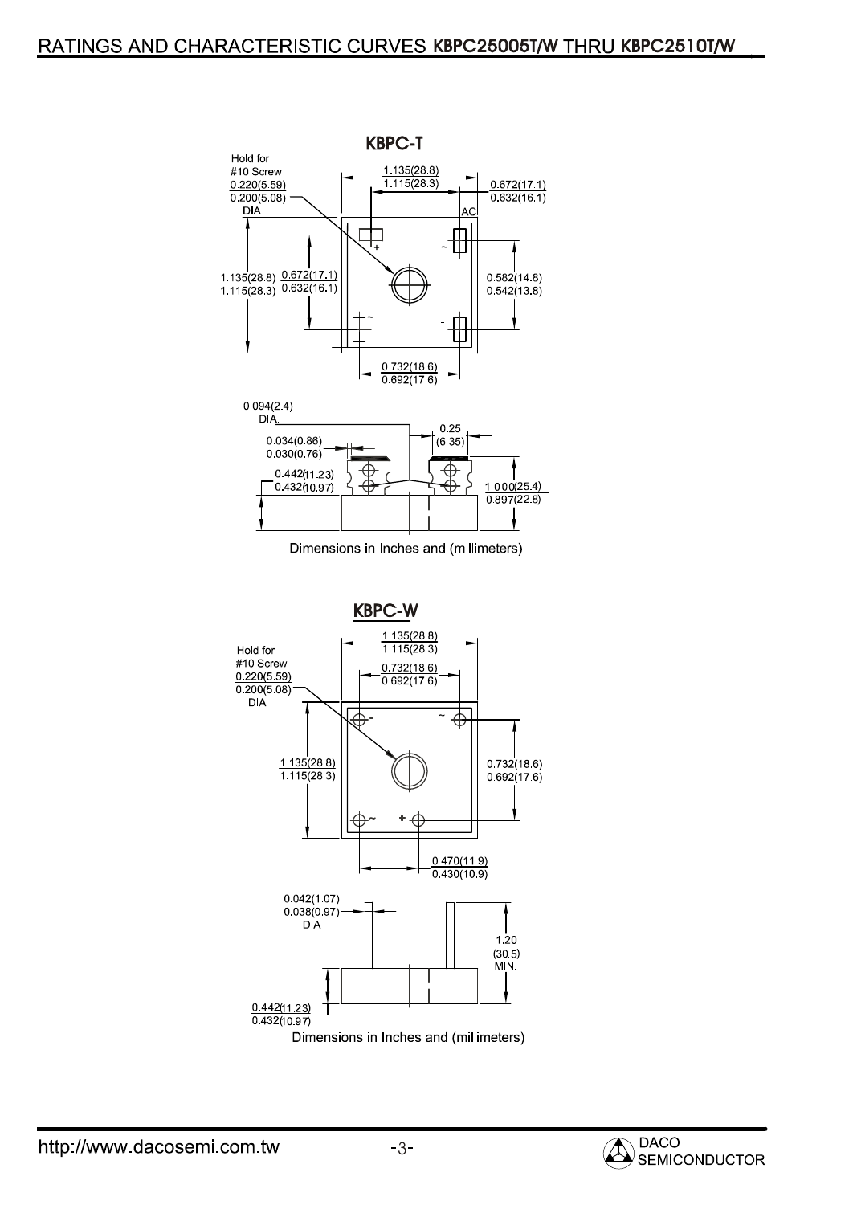## RATINGS AND CHARACTERISTIC CURVES KBPC25005T/W THRU KBPC2510T/W

### KBPC-T

Hold for #10 Screw
0.220(5.59)
0.200(5.08)
DIA

1.135(28.8)
1.115(28.3)

0.672(17.1)
0.632(16.1)

AC

1.135(28.8)
1.115(28.3)

0.672(17.1)
0.632(16.1)

0.582(14.8)
0.542(13.8)

0.732(18.6)
0.692(17.6)

0.094(2.4)
DIA.

0.034(0.86)
0.030(0.76)

0.25
(6.35)

0.442(11.23)
0.432(10.97)

1.000(25.4)
0.897(22.8)

Dimensions in Inches and (millimeters)

### KBPC-W

Hold for #10 Screw
0.220(5.59)
0.200(5.08)
DIA

1.135(28.8)
1.115(28.3)

0.732(18.6)
0.692(17.6)

1.135(28.8)
1.115(28.3)

0.732(18.6)
0.692(17.6)

0.470(11.9)
0.430(10.9)

0.042(1.07)
0.038(0.97)
DIA

1.20
(30.5)
MIN.

0.442(11.23)
0.432(10.97)

Dimensions in Inches and (millimeters)